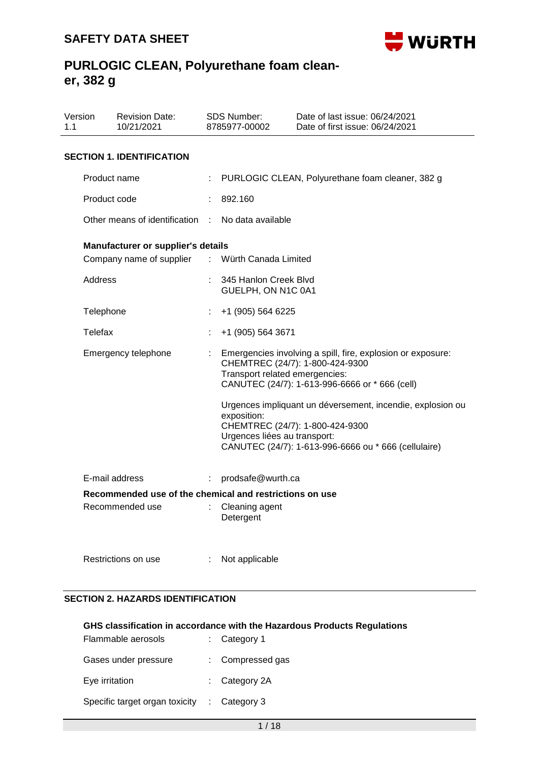# SAFETY DATA SHEET

## PURLOGIC CLEAN, Polyurethane foam cleaner, 382 g

| Version | Revision Date: | SDS Number: | Date of last issue: 06/24/2021 |
|---|---|---|---|
| 1.1 | 10/21/2021 | 8785977-00002 | Date of first issue: 06/24/2021 |

### SECTION 1. IDENTIFICATION

Product name : PURLOGIC CLEAN, Polyurethane foam cleaner, 382 g

Product code : 892.160

Other means of identification : No data available

**Manufacturer or supplier's details**

Company name of supplier : Würth Canada Limited

Address : 345 Hanlon Creek Blvd
GUELPH, ON N1C 0A1

Telephone : +1 (905) 564 6225

Telefax : +1 (905) 564 3671

Emergency telephone : Emergencies involving a spill, fire, explosion or exposure:
CHEMTREC (24/7): 1-800-424-9300
Transport related emergencies:
CANUTEC (24/7): 1-613-996-6666 or * 666 (cell)

Urgences impliquant un déversement, incendie, explosion ou exposition:
CHEMTREC (24/7): 1-800-424-9300
Urgences liées au transport:
CANUTEC (24/7): 1-613-996-6666 ou * 666 (cellulaire)

E-mail address : prodsafe@wurth.ca

**Recommended use of the chemical and restrictions on use**

Recommended use : Cleaning agent
Detergent

Restrictions on use : Not applicable

### SECTION 2. HAZARDS IDENTIFICATION

**GHS classification in accordance with the Hazardous Products Regulations**

Flammable aerosols : Category 1

Gases under pressure : Compressed gas

Eye irritation : Category 2A

Specific target organ toxicity : Category 3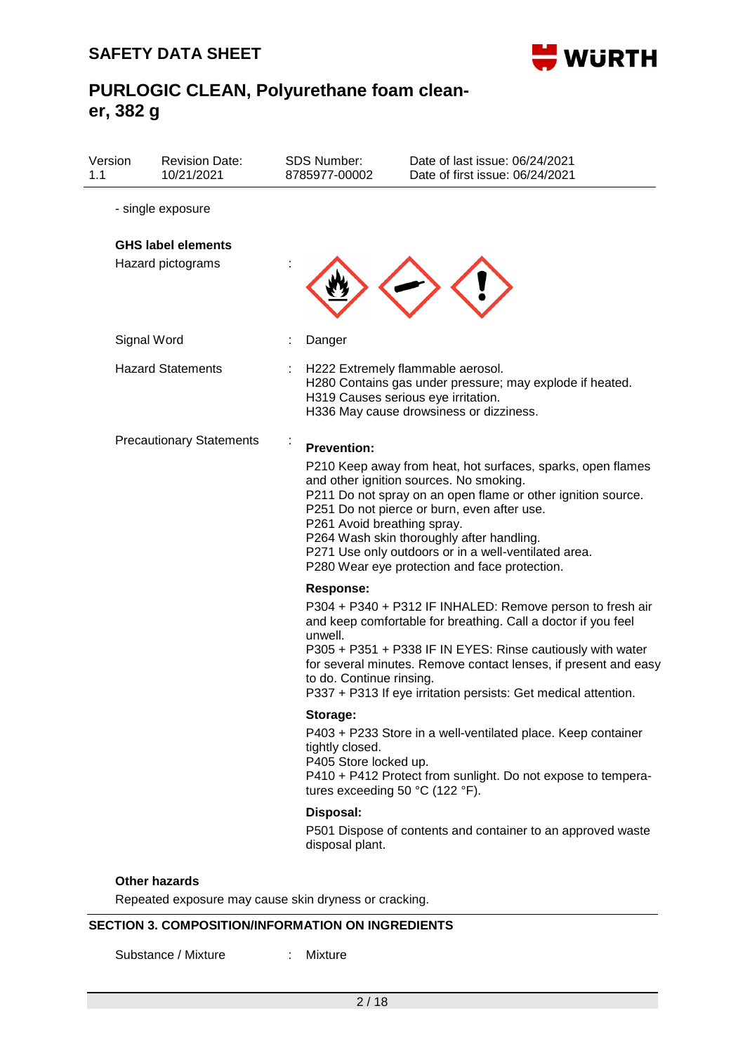- single exposure

**GHS label elements**

Hazard pictograms :

Signal Word : Danger

Hazard Statements : H222 Extremely flammable aerosol.
H280 Contains gas under pressure; may explode if heated.
H319 Causes serious eye irritation.
H336 May cause drowsiness or dizziness.

Precautionary Statements :

**Prevention:**

P210 Keep away from heat, hot surfaces, sparks, open flames and other ignition sources. No smoking.
P211 Do not spray on an open flame or other ignition source.
P251 Do not pierce or burn, even after use.
P261 Avoid breathing spray.
P264 Wash skin thoroughly after handling.
P271 Use only outdoors or in a well-ventilated area.
P280 Wear eye protection and face protection.

**Response:**

P304 + P340 + P312 IF INHALED: Remove person to fresh air and keep comfortable for breathing. Call a doctor if you feel unwell.
P305 + P351 + P338 IF IN EYES: Rinse cautiously with water for several minutes. Remove contact lenses, if present and easy to do. Continue rinsing.
P337 + P313 If eye irritation persists: Get medical attention.

**Storage:**

P403 + P233 Store in a well-ventilated place. Keep container tightly closed.
P405 Store locked up.
P410 + P412 Protect from sunlight. Do not expose to temperatures exceeding 50 °C (122 °F).

**Disposal:**

P501 Dispose of contents and container to an approved waste disposal plant.

**Other hazards**

Repeated exposure may cause skin dryness or cracking.

## SECTION 3. COMPOSITION/INFORMATION ON INGREDIENTS

Substance / Mixture : Mixture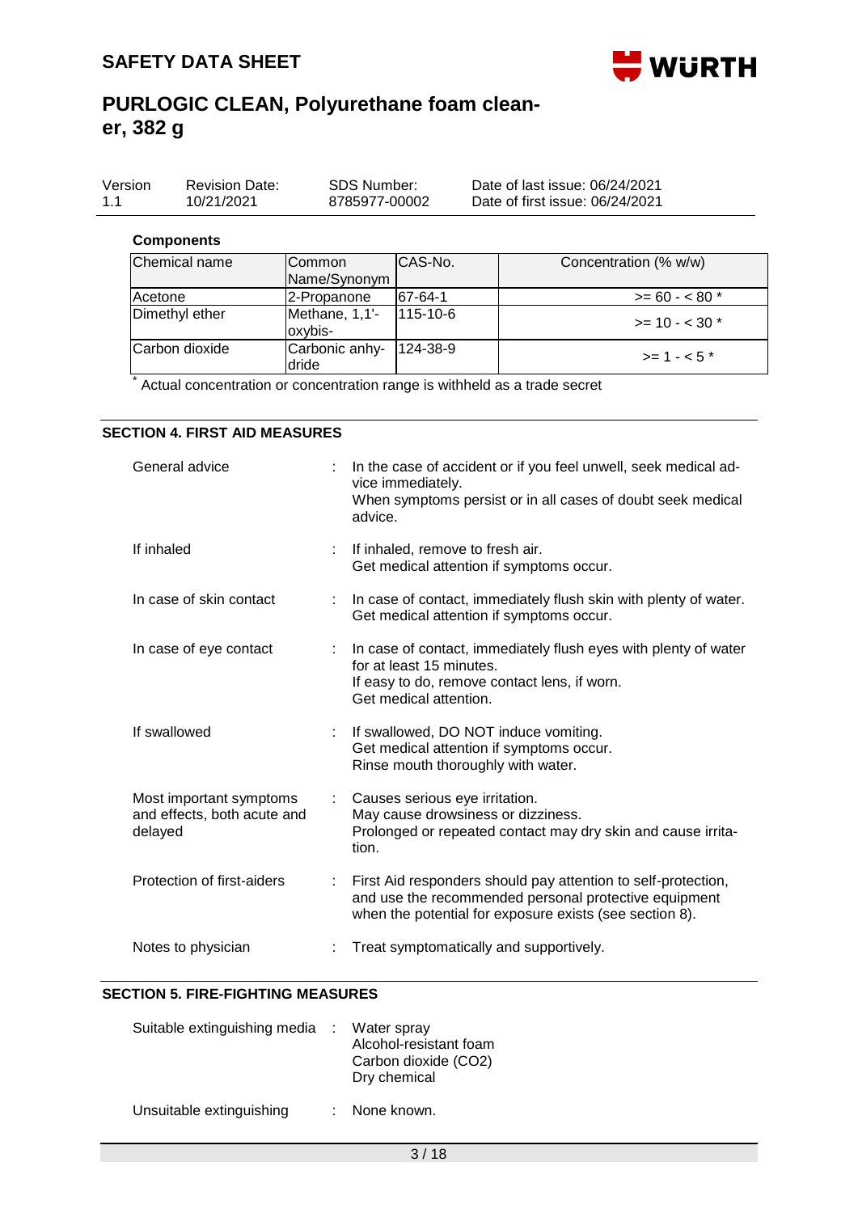**Components**

| Chemical name | Common Name/Synonym | CAS-No. | Concentration (% w/w) |
|---|---|---|---|
| Acetone | 2-Propanone | 67-64-1 | >= 60 - < 80 * |
| Dimethyl ether | Methane, 1,1'-oxybis- | 115-10-6 | >= 10 - < 30 * |
| Carbon dioxide | Carbonic anhydride | 124-38-9 | >= 1 - < 5 * |

* Actual concentration or concentration range is withheld as a trade secret

## SECTION 4. FIRST AID MEASURES

General advice : In the case of accident or if you feel unwell, seek medical advice immediately.
When symptoms persist or in all cases of doubt seek medical advice.

If inhaled : If inhaled, remove to fresh air.
Get medical attention if symptoms occur.

In case of skin contact : In case of contact, immediately flush skin with plenty of water.
Get medical attention if symptoms occur.

In case of eye contact : In case of contact, immediately flush eyes with plenty of water for at least 15 minutes.
If easy to do, remove contact lens, if worn.
Get medical attention.

If swallowed : If swallowed, DO NOT induce vomiting.
Get medical attention if symptoms occur.
Rinse mouth thoroughly with water.

Most important symptoms and effects, both acute and delayed : Causes serious eye irritation.
May cause drowsiness or dizziness.
Prolonged or repeated contact may dry skin and cause irritation.

Protection of first-aiders : First Aid responders should pay attention to self-protection, and use the recommended personal protective equipment when the potential for exposure exists (see section 8).

Notes to physician : Treat symptomatically and supportively.

## SECTION 5. FIRE-FIGHTING MEASURES

Suitable extinguishing media : Water spray
Alcohol-resistant foam
Carbon dioxide ($CO_2$)
Dry chemical

Unsuitable extinguishing : None known.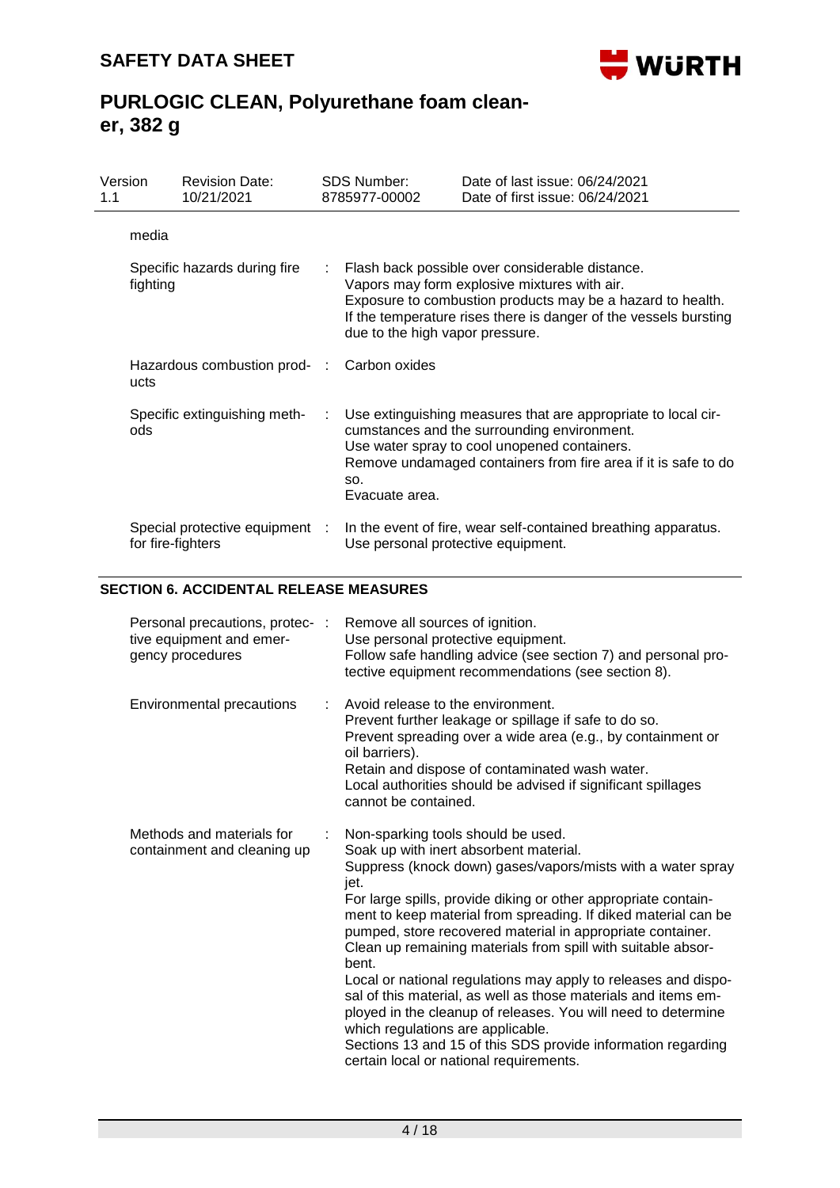| | |
|---|---|
| media | |
| Specific hazards during fire fighting | Flash back possible over considerable distance.<br>Vapors may form explosive mixtures with air.<br>Exposure to combustion products may be a hazard to health.<br>If the temperature rises there is danger of the vessels bursting due to the high vapor pressure. |
| Hazardous combustion products | Carbon oxides |
| Specific extinguishing methods | Use extinguishing measures that are appropriate to local circumstances and the surrounding environment.<br>Use water spray to cool unopened containers.<br>Remove undamaged containers from fire area if it is safe to do so.<br>Evacuate area. |
| Special protective equipment for fire-fighters | In the event of fire, wear self-contained breathing apparatus.<br>Use personal protective equipment. |

## SECTION 6. ACCIDENTAL RELEASE MEASURES

| | |
|---|---|
| Personal precautions, protective equipment and emergency procedures | Remove all sources of ignition.<br>Use personal protective equipment.<br>Follow safe handling advice (see section 7) and personal protective equipment recommendations (see section 8). |
| Environmental precautions | Avoid release to the environment.<br>Prevent further leakage or spillage if safe to do so.<br>Prevent spreading over a wide area (e.g., by containment or oil barriers).<br>Retain and dispose of contaminated wash water.<br>Local authorities should be advised if significant spillages cannot be contained. |
| Methods and materials for containment and cleaning up | Non-sparking tools should be used.<br>Soak up with inert absorbent material.<br>Suppress (knock down) gases/vapors/mists with a water spray jet.<br>For large spills, provide diking or other appropriate containment to keep material from spreading. If diked material can be pumped, store recovered material in appropriate container.<br>Clean up remaining materials from spill with suitable absorbent.<br>Local or national regulations may apply to releases and disposal of this material, as well as those materials and items employed in the cleanup of releases. You will need to determine which regulations are applicable.<br>Sections 13 and 15 of this SDS provide information regarding certain local or national requirements. |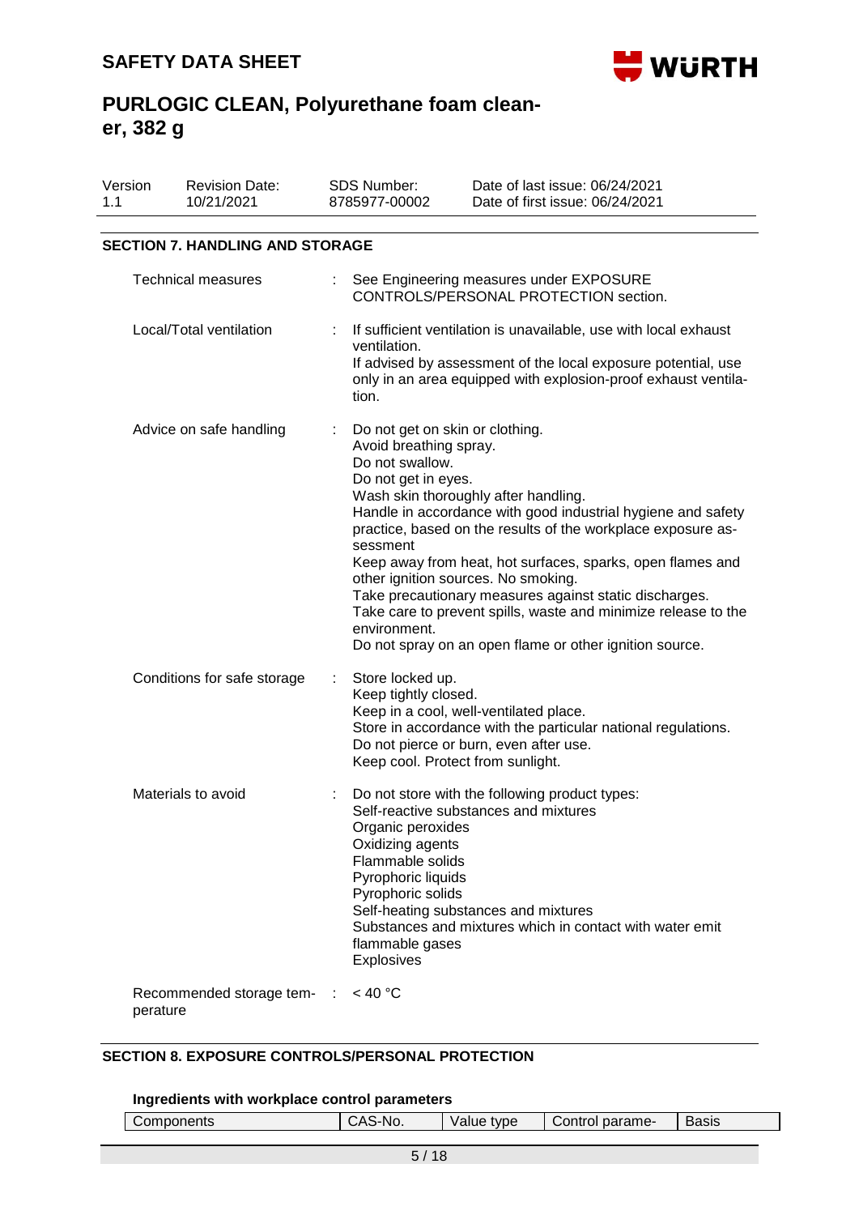## SECTION 7. HANDLING AND STORAGE

| | | |
|---|---|---|
| Technical measures | : | See Engineering measures under EXPOSURE CONTROLS/PERSONAL PROTECTION section. |
| Local/Total ventilation | : | If sufficient ventilation is unavailable, use with local exhaust ventilation.<br>If advised by assessment of the local exposure potential, use only in an area equipped with explosion-proof exhaust ventilation. |
| Advice on safe handling | : | Do not get on skin or clothing.<br>Avoid breathing spray.<br>Do not swallow.<br>Do not get in eyes.<br>Wash skin thoroughly after handling.<br>Handle in accordance with good industrial hygiene and safety practice, based on the results of the workplace exposure assessment<br>Keep away from heat, hot surfaces, sparks, open flames and other ignition sources. No smoking.<br>Take precautionary measures against static discharges.<br>Take care to prevent spills, waste and minimize release to the environment.<br>Do not spray on an open flame or other ignition source. |
| Conditions for safe storage | : | Store locked up.<br>Keep tightly closed.<br>Keep in a cool, well-ventilated place.<br>Store in accordance with the particular national regulations.<br>Do not pierce or burn, even after use.<br>Keep cool. Protect from sunlight. |
| Materials to avoid | : | Do not store with the following product types:<br>Self-reactive substances and mixtures<br>Organic peroxides<br>Oxidizing agents<br>Flammable solids<br>Pyrophoric liquids<br>Pyrophoric solids<br>Self-heating substances and mixtures<br>Substances and mixtures which in contact with water emit flammable gases<br>Explosives |
| Recommended storage temperature | : | < 40 °C |

## SECTION 8. EXPOSURE CONTROLS/PERSONAL PROTECTION

### Ingredients with workplace control parameters

| Components | CAS-No. | Value type | Control parame- | Basis |
|---|---|---|---|---|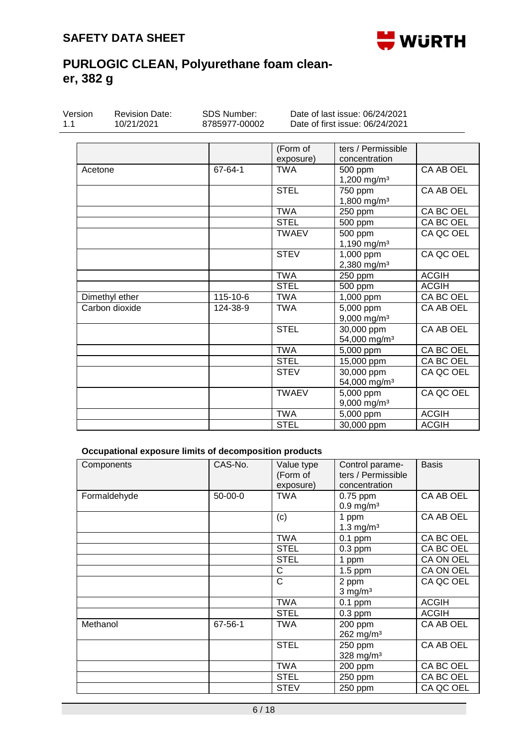| | | (Form of exposure) | ters / Permissible concentration | |
|---|---|---|---|---|
| Acetone | 67-64-1 | TWA | 500 ppm<br>1,200 mg/m³ | CA AB OEL |
| | | STEL | 750 ppm<br>1,800 mg/m³ | CA AB OEL |
| | | TWA | 250 ppm | CA BC OEL |
| | | STEL | 500 ppm | CA BC OEL |
| | | TWAEV | 500 ppm<br>1,190 mg/m³ | CA QC OEL |
| | | STEV | 1,000 ppm<br>2,380 mg/m³ | CA QC OEL |
| | | TWA | 250 ppm | ACGIH |
| | | STEL | 500 ppm | ACGIH |
| Dimethyl ether | 115-10-6 | TWA | 1,000 ppm | CA BC OEL |
| Carbon dioxide | 124-38-9 | TWA | 5,000 ppm<br>9,000 mg/m³ | CA AB OEL |
| | | STEL | 30,000 ppm<br>54,000 mg/m³ | CA AB OEL |
| | | TWA | 5,000 ppm | CA BC OEL |
| | | STEL | 15,000 ppm | CA BC OEL |
| | | STEV | 30,000 ppm<br>54,000 mg/m³ | CA QC OEL |
| | | TWAEV | 5,000 ppm<br>9,000 mg/m³ | CA QC OEL |
| | | TWA | 5,000 ppm | ACGIH |
| | | STEL | 30,000 ppm | ACGIH |

**Occupational exposure limits of decomposition products**

| Components | CAS-No. | Value type (Form of exposure) | Control parameters / Permissible concentration | Basis |
|---|---|---|---|---|
| Formaldehyde | 50-00-0 | TWA | 0.75 ppm<br>0.9 mg/m³ | CA AB OEL |
| | | (c) | 1 ppm<br>1.3 mg/m³ | CA AB OEL |
| | | TWA | 0.1 ppm | CA BC OEL |
| | | STEL | 0.3 ppm | CA BC OEL |
| | | STEL | 1 ppm | CA ON OEL |
| | | C | 1.5 ppm | CA ON OEL |
| | | C | 2 ppm<br>3 mg/m³ | CA QC OEL |
| | | TWA | 0.1 ppm | ACGIH |
| | | STEL | 0.3 ppm | ACGIH |
| Methanol | 67-56-1 | TWA | 200 ppm<br>262 mg/m³ | CA AB OEL |
| | | STEL | 250 ppm<br>328 mg/m³ | CA AB OEL |
| | | TWA | 200 ppm | CA BC OEL |
| | | STEL | 250 ppm | CA BC OEL |
| | | STEV | 250 ppm | CA QC OEL |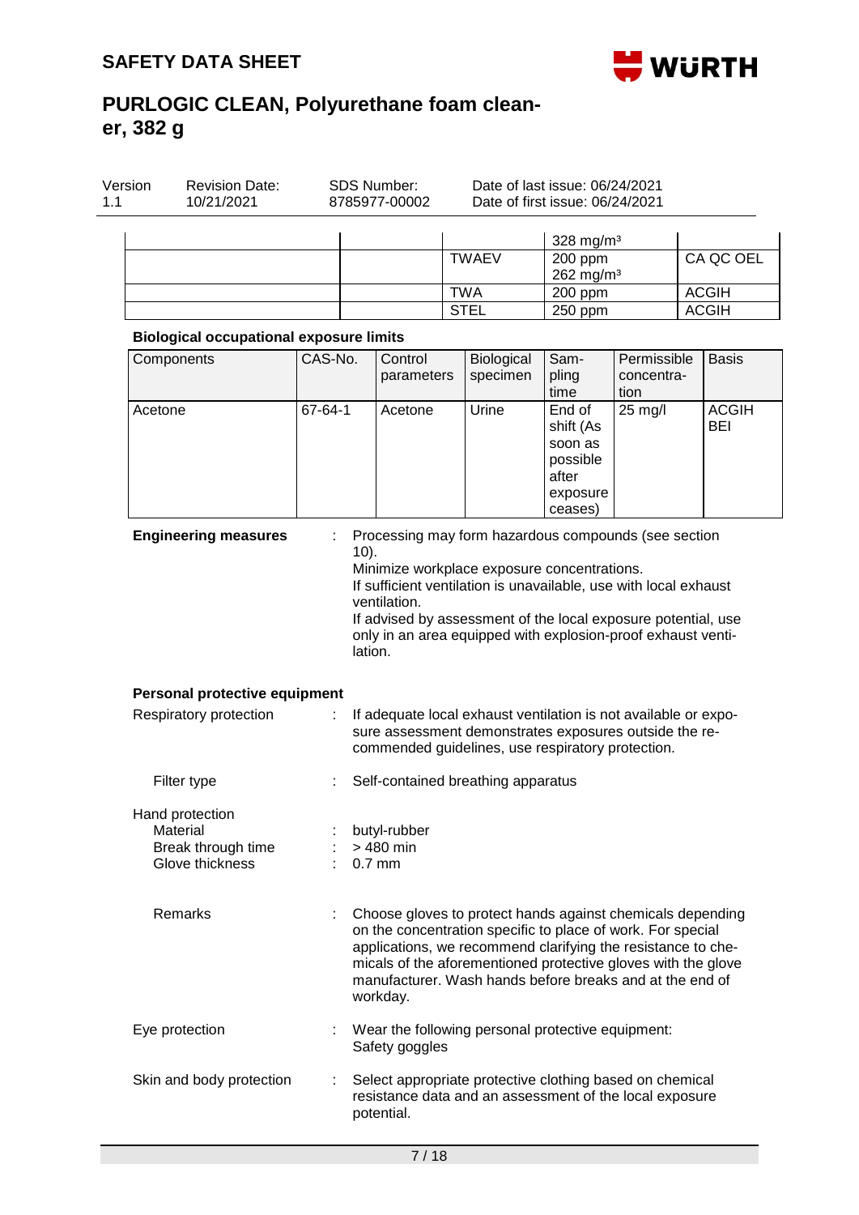| | | | | |
|---|---|---|---|---|
| | | | 328 mg/m³ | |
| | | TWAEV | 200 ppm<br>262 mg/m³ | CA QC OEL |
| | | TWA | 200 ppm | ACGIH |
| | | STEL | 250 ppm | ACGIH |

**Biological occupational exposure limits**

| Components | CAS-No. | Control parameters | Biological specimen | Sampling time | Permissible concentration | Basis |
|---|---|---|---|---|---|---|
| Acetone | 67-64-1 | Acetone | Urine | End of shift (As soon as possible after exposure ceases) | 25 mg/l | ACGIH BEI |

**Engineering measures** : Processing may form hazardous compounds (see section 10).
Minimize workplace exposure concentrations.
If sufficient ventilation is unavailable, use with local exhaust ventilation.
If advised by assessment of the local exposure potential, use only in an area equipped with explosion-proof exhaust ventilation.

**Personal protective equipment**

Respiratory protection : If adequate local exhaust ventilation is not available or exposure assessment demonstrates exposures outside the recommended guidelines, use respiratory protection.

Filter type : Self-contained breathing apparatus

Hand protection
Material : butyl-rubber
Break through time : > 480 min
Glove thickness : 0.7 mm

Remarks : Choose gloves to protect hands against chemicals depending on the concentration specific to place of work. For special applications, we recommend clarifying the resistance to chemicals of the aforementioned protective gloves with the glove manufacturer. Wash hands before breaks and at the end of workday.

Eye protection : Wear the following personal protective equipment:
Safety goggles

Skin and body protection : Select appropriate protective clothing based on chemical resistance data and an assessment of the local exposure potential.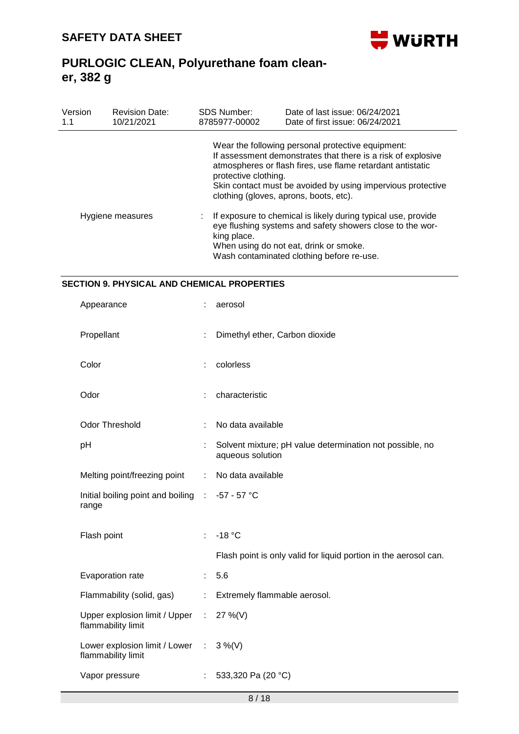Wear the following personal protective equipment:
If assessment demonstrates that there is a risk of explosive atmospheres or flash fires, use flame retardant antistatic protective clothing.
Skin contact must be avoided by using impervious protective clothing (gloves, aprons, boots, etc).

| | | |
|---|---|---|
| Hygiene measures | : | If exposure to chemical is likely during typical use, provide eye flushing systems and safety showers close to the working place.<br>When using do not eat, drink or smoke.<br>Wash contaminated clothing before re-use. |

## SECTION 9. PHYSICAL AND CHEMICAL PROPERTIES

| | | |
|---|---|---|
| Appearance | : | aerosol |
| Propellant | : | Dimethyl ether, Carbon dioxide |
| Color | : | colorless |
| Odor | : | characteristic |
| Odor Threshold | : | No data available |
| pH | : | Solvent mixture; pH value determination not possible, no aqueous solution |
| Melting point/freezing point | : | No data available |
| Initial boiling point and boiling range | : | -57 - 57 °C |
| Flash point | : | -18 °C<br>Flash point is only valid for liquid portion in the aerosol can. |
| Evaporation rate | : | 5.6 |
| Flammability (solid, gas) | : | Extremely flammable aerosol. |
| Upper explosion limit / Upper flammability limit | : | 27 %(V) |
| Lower explosion limit / Lower flammability limit | : | 3 %(V) |
| Vapor pressure | : | 533,320 Pa (20 °C) |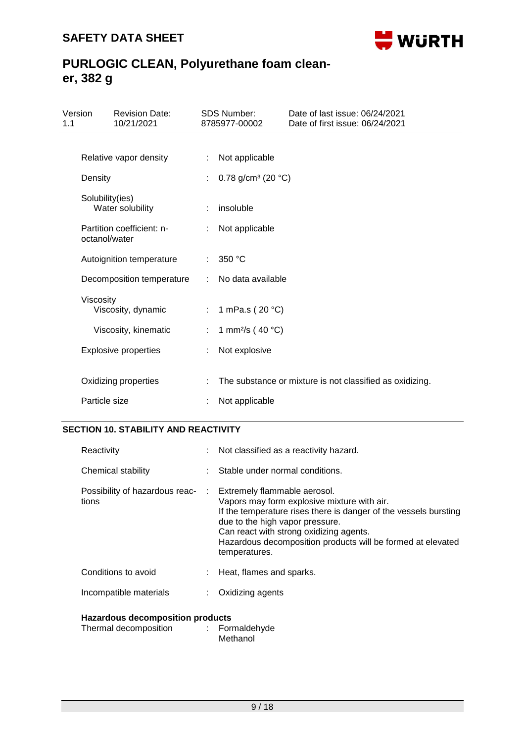| | | |
|---|---|---|
| Relative vapor density | : | Not applicable |
| Density | : | 0.78 g/cm³ (20 °C) |
| Solubility(ies)<br>Water solubility | : | insoluble |
| Partition coefficient: n-octanol/water | : | Not applicable |
| Autoignition temperature | : | 350 °C |
| Decomposition temperature | : | No data available |
| Viscosity<br>Viscosity, dynamic | : | 1 mPa.s ( 20 °C) |
| Viscosity, kinematic | : | 1 mm²/s ( 40 °C) |
| Explosive properties | : | Not explosive |
| Oxidizing properties | : | The substance or mixture is not classified as oxidizing. |
| Particle size | : | Not applicable |

## SECTION 10. STABILITY AND REACTIVITY

| | | |
|---|---|---|
| Reactivity | : | Not classified as a reactivity hazard. |
| Chemical stability | : | Stable under normal conditions. |
| Possibility of hazardous reactions | : | Extremely flammable aerosol.<br>Vapors may form explosive mixture with air.<br>If the temperature rises there is danger of the vessels bursting due to the high vapor pressure.<br>Can react with strong oxidizing agents.<br>Hazardous decomposition products will be formed at elevated temperatures. |
| Conditions to avoid | : | Heat, flames and sparks. |
| Incompatible materials | : | Oxidizing agents |

**Hazardous decomposition products**

| | | |
|---|---|---|
| Thermal decomposition | : | Formaldehyde<br>Methanol |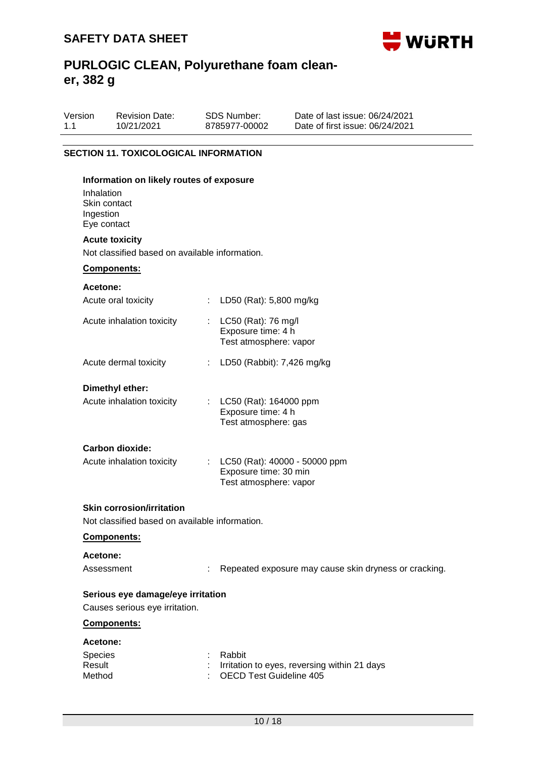## SECTION 11. TOXICOLOGICAL INFORMATION

### Information on likely routes of exposure

Inhalation
Skin contact
Ingestion
Eye contact

### Acute toxicity

Not classified based on available information.

**Components:**

**Acetone:**

| | | |
|---|---|---|
| Acute oral toxicity | : | LD50 (Rat): 5,800 mg/kg |
| Acute inhalation toxicity | : | LC50 (Rat): 76 mg/l<br>Exposure time: 4 h<br>Test atmosphere: vapor |
| Acute dermal toxicity | : | LD50 (Rabbit): 7,426 mg/kg |

**Dimethyl ether:**

| | | |
|---|---|---|
| Acute inhalation toxicity | : | LC50 (Rat): 164000 ppm<br>Exposure time: 4 h<br>Test atmosphere: gas |

**Carbon dioxide:**

| | | |
|---|---|---|
| Acute inhalation toxicity | : | LC50 (Rat): 40000 - 50000 ppm<br>Exposure time: 30 min<br>Test atmosphere: vapor |

### Skin corrosion/irritation

Not classified based on available information.

**Components:**

**Acetone:**

| | | |
|---|---|---|
| Assessment | : | Repeated exposure may cause skin dryness or cracking. |

### Serious eye damage/eye irritation

Causes serious eye irritation.

**Components:**

**Acetone:**

| | | |
|---|---|---|
| Species | : | Rabbit |
| Result | : | Irritation to eyes, reversing within 21 days |
| Method | : | OECD Test Guideline 405 |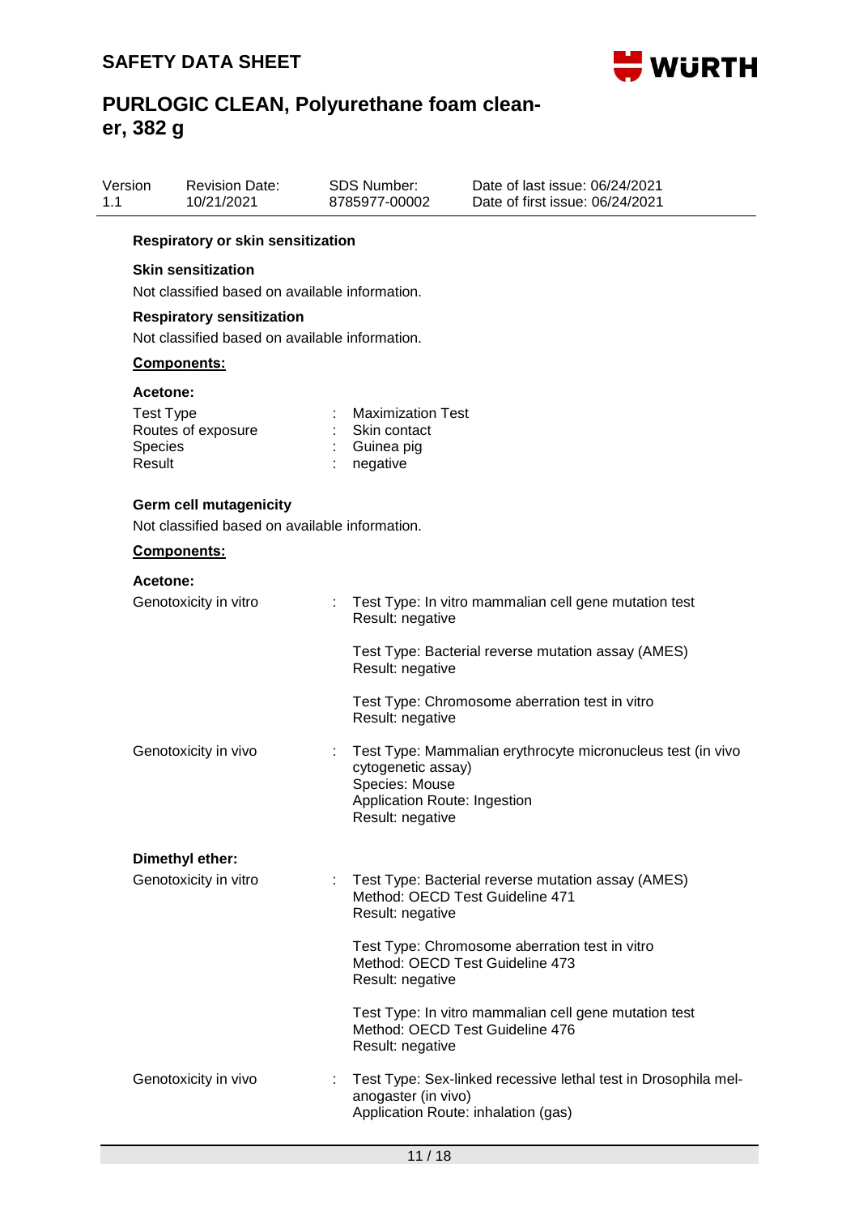**Respiratory or skin sensitization**

**Skin sensitization**

Not classified based on available information.

**Respiratory sensitization**

Not classified based on available information.

**Components:**

**Acetone:**

| | | |
|---|---|---|
| Test Type | : | Maximization Test |
| Routes of exposure | : | Skin contact |
| Species | : | Guinea pig |
| Result | : | negative |

**Germ cell mutagenicity**

Not classified based on available information.

**Components:**

**Acetone:**

| | | |
|---|---|---|
| Genotoxicity in vitro | : | Test Type: In vitro mammalian cell gene mutation test<br>Result: negative<br><br>Test Type: Bacterial reverse mutation assay (AMES)<br>Result: negative<br><br>Test Type: Chromosome aberration test in vitro<br>Result: negative |
| Genotoxicity in vivo | : | Test Type: Mammalian erythrocyte micronucleus test (in vivo cytogenetic assay)<br>Species: Mouse<br>Application Route: Ingestion<br>Result: negative |

**Dimethyl ether:**

| | | |
|---|---|---|
| Genotoxicity in vitro | : | Test Type: Bacterial reverse mutation assay (AMES)<br>Method: OECD Test Guideline 471<br>Result: negative<br><br>Test Type: Chromosome aberration test in vitro<br>Method: OECD Test Guideline 473<br>Result: negative<br><br>Test Type: In vitro mammalian cell gene mutation test<br>Method: OECD Test Guideline 476<br>Result: negative |
| Genotoxicity in vivo | : | Test Type: Sex-linked recessive lethal test in Drosophila melanogaster (in vivo)<br>Application Route: inhalation (gas) |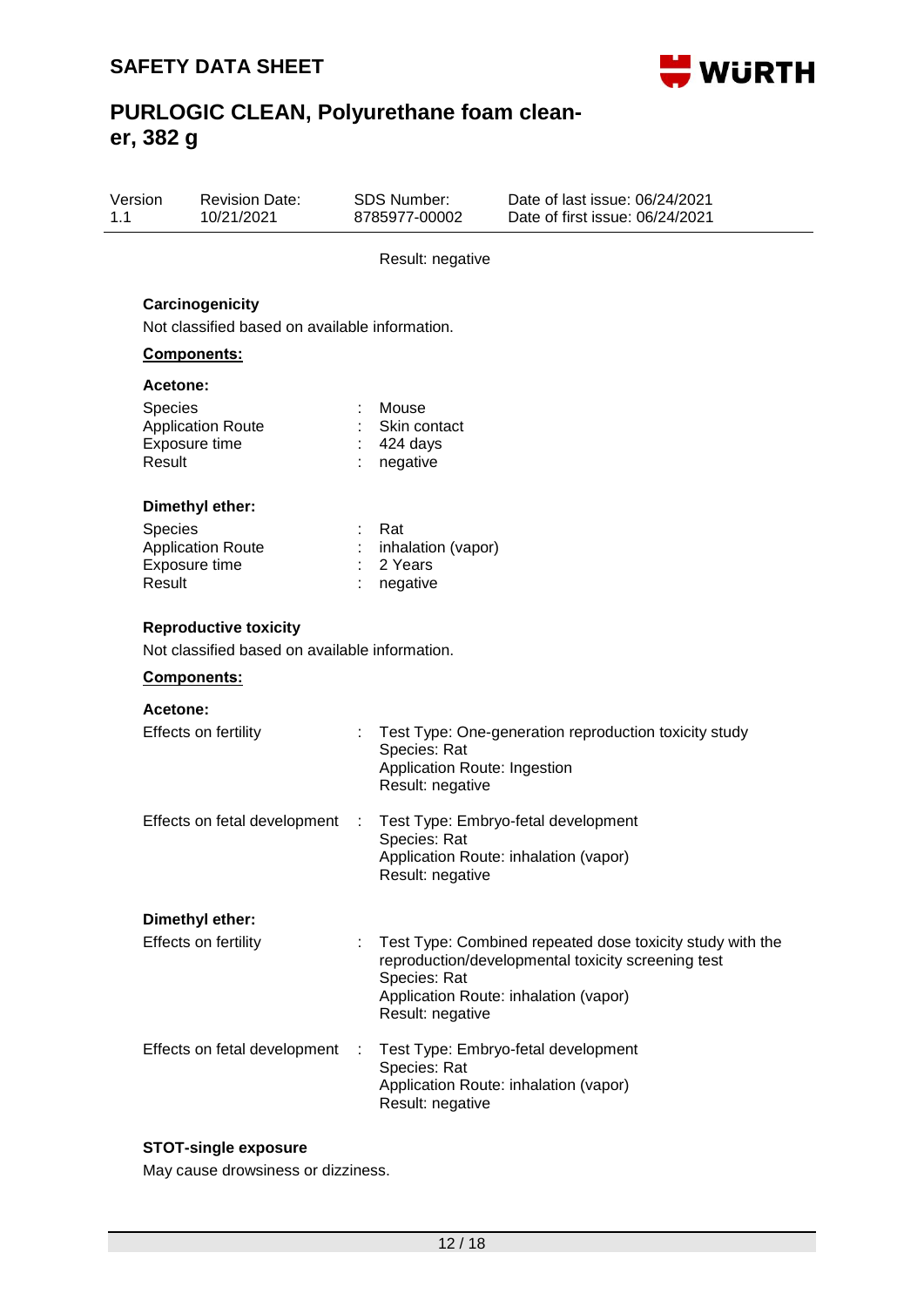Result: negative

**Carcinogenicity**

Not classified based on available information.

**Components:**

**Acetone:**

| | | |
|---|---|---|
| Species | : | Mouse |
| Application Route | : | Skin contact |
| Exposure time | : | 424 days |
| Result | : | negative |

**Dimethyl ether:**

| | | |
|---|---|---|
| Species | : | Rat |
| Application Route | : | inhalation (vapor) |
| Exposure time | : | 2 Years |
| Result | : | negative |

**Reproductive toxicity**

Not classified based on available information.

**Components:**

**Acetone:**

| | | |
|---|---|---|
| Effects on fertility | : | Test Type: One-generation reproduction toxicity study<br>Species: Rat<br>Application Route: Ingestion<br>Result: negative |
| Effects on fetal development | : | Test Type: Embryo-fetal development<br>Species: Rat<br>Application Route: inhalation (vapor)<br>Result: negative |

**Dimethyl ether:**

| | | |
|---|---|---|
| Effects on fertility | : | Test Type: Combined repeated dose toxicity study with the reproduction/developmental toxicity screening test<br>Species: Rat<br>Application Route: inhalation (vapor)<br>Result: negative |
| Effects on fetal development | : | Test Type: Embryo-fetal development<br>Species: Rat<br>Application Route: inhalation (vapor)<br>Result: negative |

**STOT-single exposure**

May cause drowsiness or dizziness.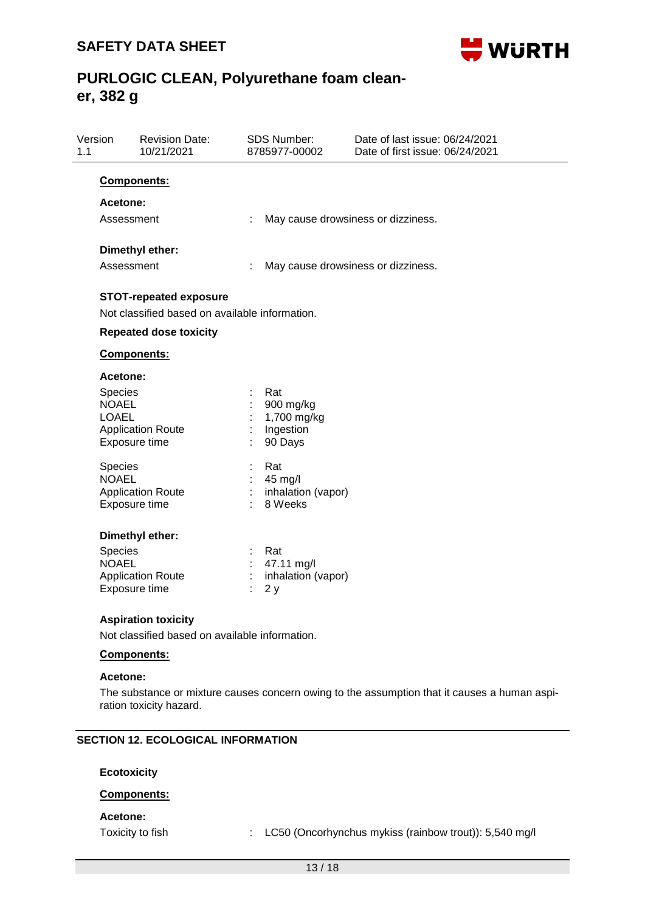**Components:**

**Acetone:**

Assessment : May cause drowsiness or dizziness.

**Dimethyl ether:**

Assessment : May cause drowsiness or dizziness.

**STOT-repeated exposure**

Not classified based on available information.

**Repeated dose toxicity**

**Components:**

**Acetone:**

| | |
|---|---|
| Species | : Rat |
| NOAEL | : 900 mg/kg |
| LOAEL | : 1,700 mg/kg |
| Application Route | : Ingestion |
| Exposure time | : 90 Days |

| | |
|---|---|
| Species | : Rat |
| NOAEL | : 45 mg/l |
| Application Route | : inhalation (vapor) |
| Exposure time | : 8 Weeks |

**Dimethyl ether:**

| | |
|---|---|
| Species | : Rat |
| NOAEL | : 47.11 mg/l |
| Application Route | : inhalation (vapor) |
| Exposure time | : 2 y |

**Aspiration toxicity**

Not classified based on available information.

**Components:**

**Acetone:**

The substance or mixture causes concern owing to the assumption that it causes a human aspiration toxicity hazard.

## SECTION 12. ECOLOGICAL INFORMATION

**Ecotoxicity**

**Components:**

**Acetone:**

Toxicity to fish : LC50 (Oncorhynchus mykiss (rainbow trout)): 5,540 mg/l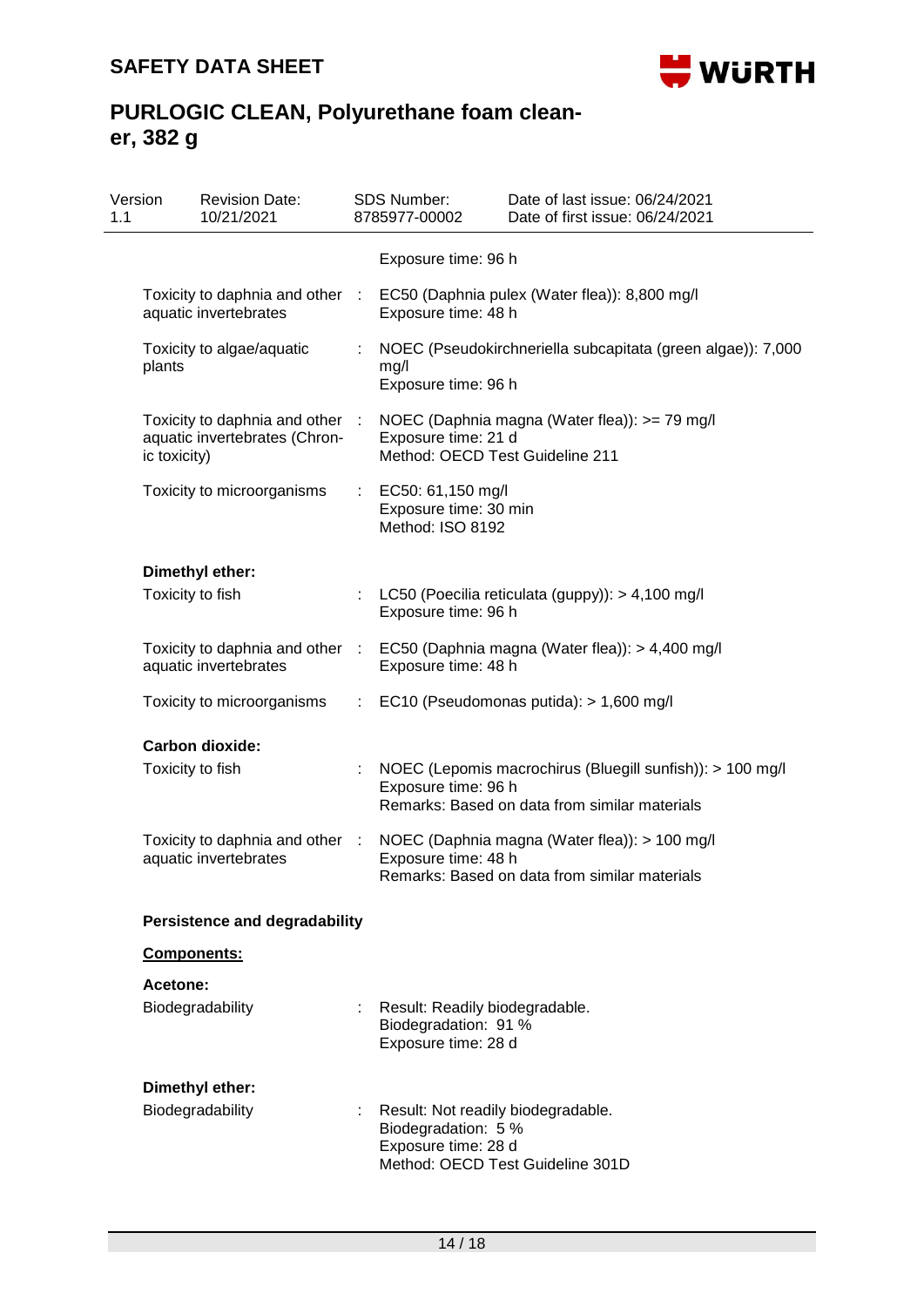| | | |
|---|---|---|
| | | Exposure time: 96 h |
| Toxicity to daphnia and other aquatic invertebrates | : | EC50 (Daphnia pulex (Water flea)): 8,800 mg/l<br>Exposure time: 48 h |
| Toxicity to algae/aquatic plants | : | NOEC (Pseudokirchneriella subcapitata (green algae)): 7,000 mg/l<br>Exposure time: 96 h |
| Toxicity to daphnia and other aquatic invertebrates (Chronic toxicity) | : | NOEC (Daphnia magna (Water flea)): >= 79 mg/l<br>Exposure time: 21 d<br>Method: OECD Test Guideline 211 |
| Toxicity to microorganisms | : | EC50: 61,150 mg/l<br>Exposure time: 30 min<br>Method: ISO 8192 |

**Dimethyl ether:**

| | | |
|---|---|---|
| Toxicity to fish | : | LC50 (Poecilia reticulata (guppy)): > 4,100 mg/l<br>Exposure time: 96 h |
| Toxicity to daphnia and other aquatic invertebrates | : | EC50 (Daphnia magna (Water flea)): > 4,400 mg/l<br>Exposure time: 48 h |
| Toxicity to microorganisms | : | EC10 (Pseudomonas putida): > 1,600 mg/l |

**Carbon dioxide:**

| | | |
|---|---|---|
| Toxicity to fish | : | NOEC (Lepomis macrochirus (Bluegill sunfish)): > 100 mg/l<br>Exposure time: 96 h<br>Remarks: Based on data from similar materials |
| Toxicity to daphnia and other aquatic invertebrates | : | NOEC (Daphnia magna (Water flea)): > 100 mg/l<br>Exposure time: 48 h<br>Remarks: Based on data from similar materials |

**Persistence and degradability**

**Components:**

**Acetone:**

| | | |
|---|---|---|
| Biodegradability | : | Result: Readily biodegradable.<br>Biodegradation: 91 %<br>Exposure time: 28 d |

**Dimethyl ether:**

| | | |
|---|---|---|
| Biodegradability | : | Result: Not readily biodegradable.<br>Biodegradation: 5 %<br>Exposure time: 28 d<br>Method: OECD Test Guideline 301D |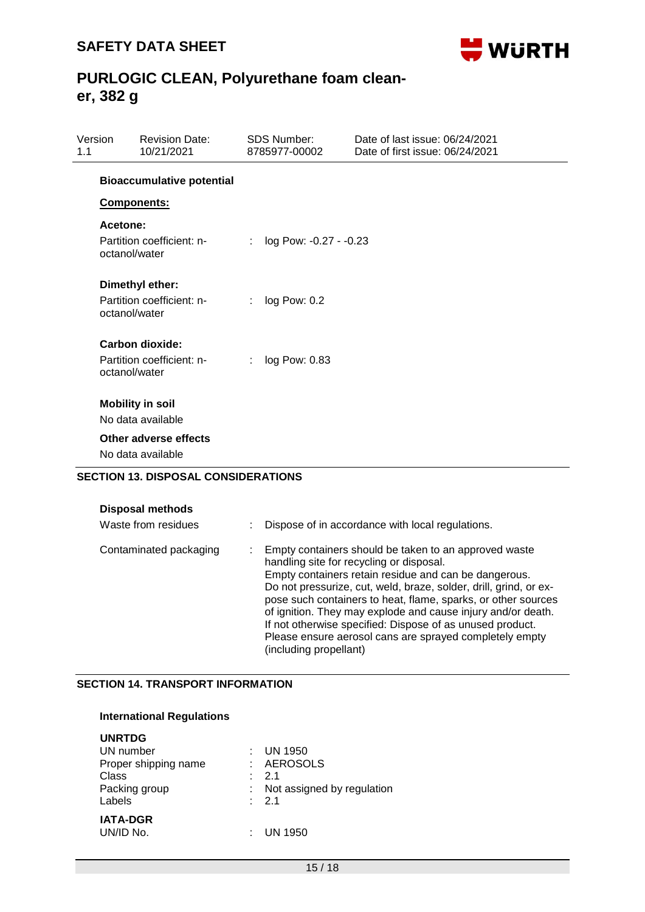**Bioaccumulative potential**

**Components:**

**Acetone:**

| | | |
|---|---|---|
| Partition coefficient: n-octanol/water | : | log Pow: -0.27 - -0.23 |

**Dimethyl ether:**

| | | |
|---|---|---|
| Partition coefficient: n-octanol/water | : | log Pow: 0.2 |

**Carbon dioxide:**

| | | |
|---|---|---|
| Partition coefficient: n-octanol/water | : | log Pow: 0.83 |

**Mobility in soil**

No data available

**Other adverse effects**

No data available

## SECTION 13. DISPOSAL CONSIDERATIONS

**Disposal methods**

| | | |
|---|---|---|
| Waste from residues | : | Dispose of in accordance with local regulations. |
| Contaminated packaging | : | Empty containers should be taken to an approved waste handling site for recycling or disposal. Empty containers retain residue and can be dangerous. Do not pressurize, cut, weld, braze, solder, drill, grind, or expose such containers to heat, flame, sparks, or other sources of ignition. They may explode and cause injury and/or death. If not otherwise specified: Dispose of as unused product. Please ensure aerosol cans are sprayed completely empty (including propellant) |

## SECTION 14. TRANSPORT INFORMATION

**International Regulations**

**UNRTDG**

| | | |
|---|---|---|
| UN number | : | UN 1950 |
| Proper shipping name | : | AEROSOLS |
| Class | : | 2.1 |
| Packing group | : | Not assigned by regulation |
| Labels | : | 2.1 |

**IATA-DGR**

| | | |
|---|---|---|
| UN/ID No. | : | UN 1950 |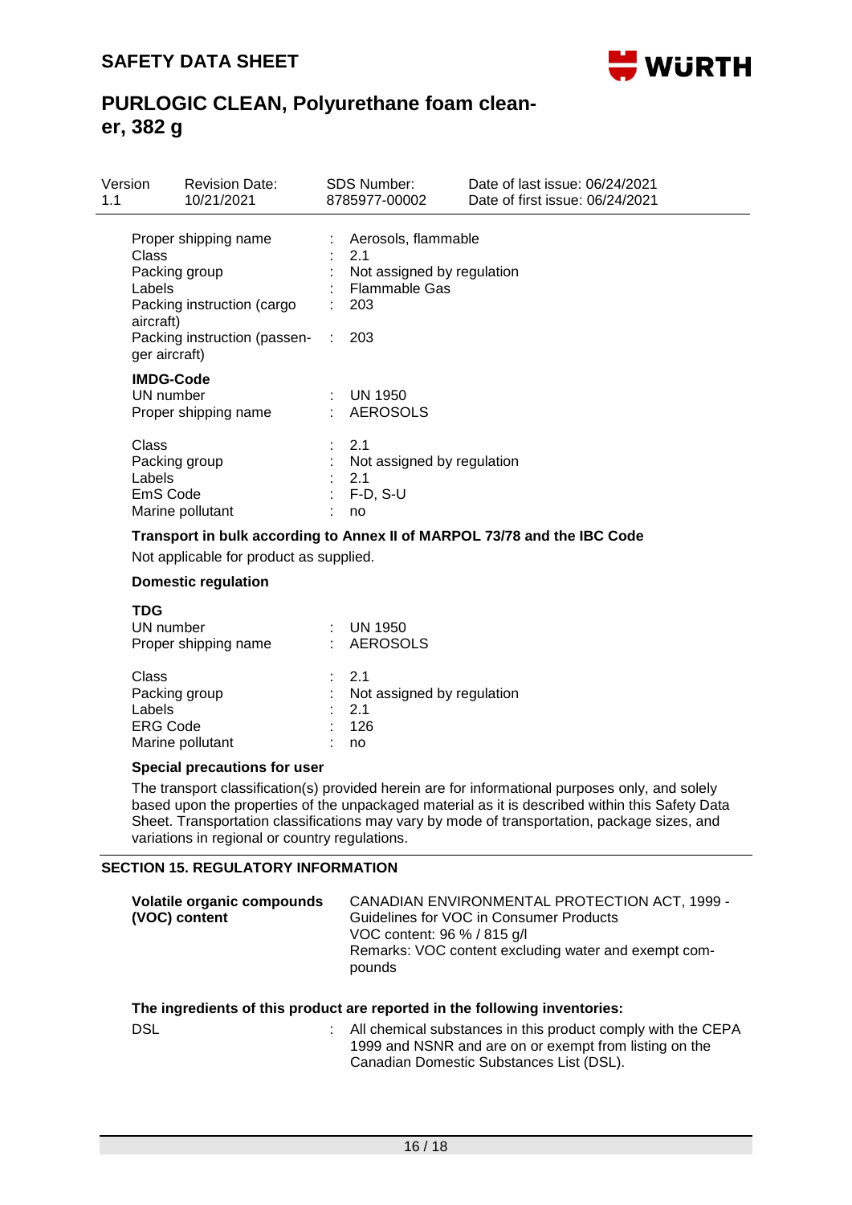| | |
|---|---|
| Proper shipping name | : Aerosols, flammable |
| Class | : 2.1 |
| Packing group | : Not assigned by regulation |
| Labels | : Flammable Gas |
| Packing instruction (cargo aircraft) | : 203 |
| Packing instruction (passenger aircraft) | : 203 |

**IMDG-Code**

| | |
|---|---|
| UN number | : UN 1950 |
| Proper shipping name | : AEROSOLS |
| Class | : 2.1 |
| Packing group | : Not assigned by regulation |
| Labels | : 2.1 |
| EmS Code | : F-D, S-U |
| Marine pollutant | : no |

**Transport in bulk according to Annex II of MARPOL 73/78 and the IBC Code**

Not applicable for product as supplied.

**Domestic regulation**

**TDG**

| | |
|---|---|
| UN number | : UN 1950 |
| Proper shipping name | : AEROSOLS |
| Class | : 2.1 |
| Packing group | : Not assigned by regulation |
| Labels | : 2.1 |
| ERG Code | : 126 |
| Marine pollutant | : no |

**Special precautions for user**

The transport classification(s) provided herein are for informational purposes only, and solely based upon the properties of the unpackaged material as it is described within this Safety Data Sheet. Transportation classifications may vary by mode of transportation, package sizes, and variations in regional or country regulations.

## SECTION 15. REGULATORY INFORMATION

| | |
|---|---|
| **Volatile organic compounds (VOC) content** | CANADIAN ENVIRONMENTAL PROTECTION ACT, 1999 - Guidelines for VOC in Consumer Products<br>VOC content: 96 % / 815 g/l<br>Remarks: VOC content excluding water and exempt compounds |

**The ingredients of this product are reported in the following inventories:**

| | |
|---|---|
| DSL | : All chemical substances in this product comply with the CEPA 1999 and NSNR and are on or exempt from listing on the Canadian Domestic Substances List (DSL). |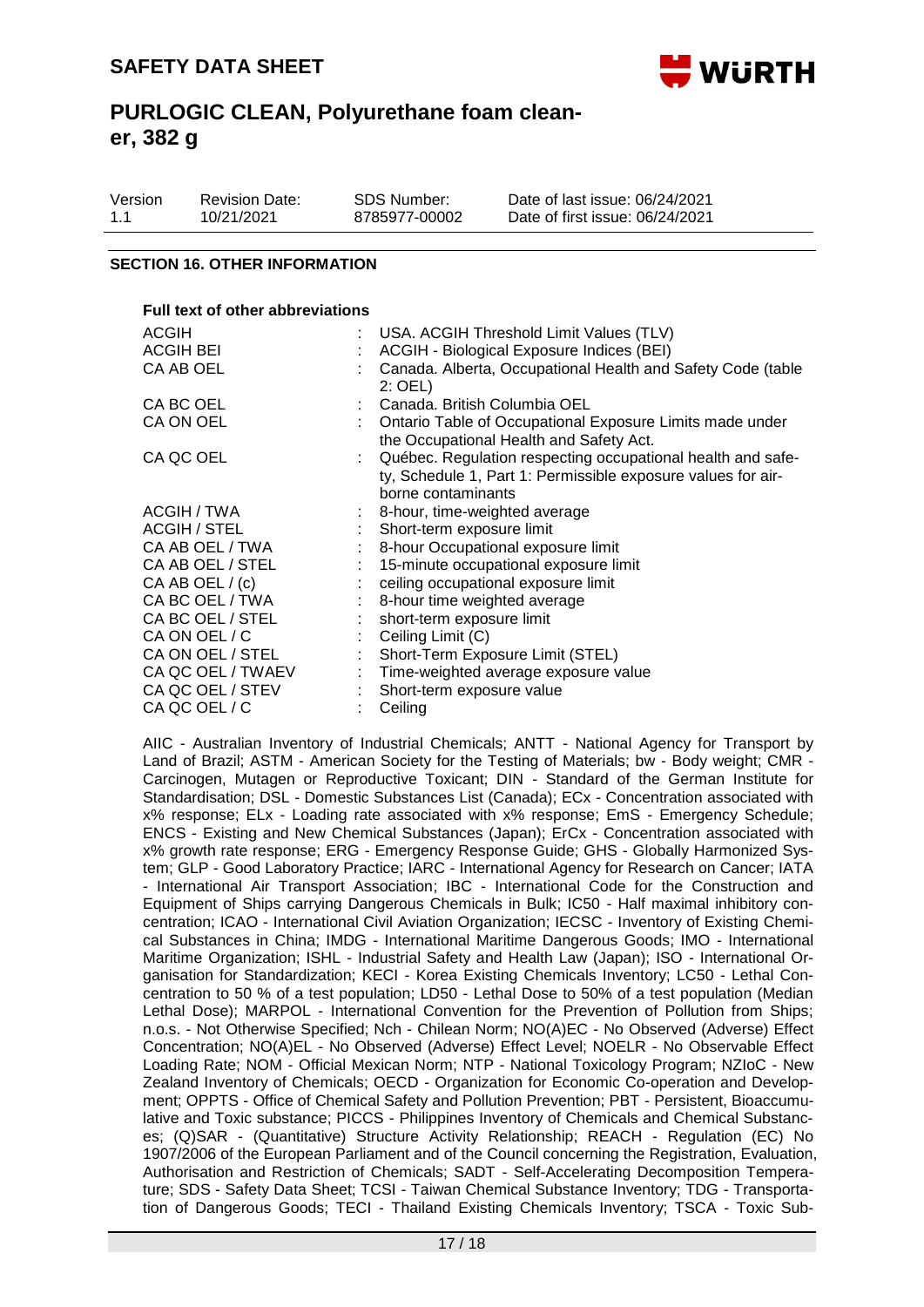## SECTION 16. OTHER INFORMATION

**Full text of other abbreviations**

| | |
|---|---|
| ACGIH | : USA. ACGIH Threshold Limit Values (TLV) |
| ACGIH BEI | : ACGIH - Biological Exposure Indices (BEI) |
| CA AB OEL | : Canada. Alberta, Occupational Health and Safety Code (table 2: OEL) |
| CA BC OEL | : Canada. British Columbia OEL |
| CA ON OEL | : Ontario Table of Occupational Exposure Limits made under the Occupational Health and Safety Act. |
| CA QC OEL | : Québec. Regulation respecting occupational health and safety, Schedule 1, Part 1: Permissible exposure values for airborne contaminants |
| ACGIH / TWA | : 8-hour, time-weighted average |
| ACGIH / STEL | : Short-term exposure limit |
| CA AB OEL / TWA | : 8-hour Occupational exposure limit |
| CA AB OEL / STEL | : 15-minute occupational exposure limit |
| CA AB OEL / (c) | : ceiling occupational exposure limit |
| CA BC OEL / TWA | : 8-hour time weighted average |
| CA BC OEL / STEL | : short-term exposure limit |
| CA ON OEL / C | : Ceiling Limit (C) |
| CA ON OEL / STEL | : Short-Term Exposure Limit (STEL) |
| CA QC OEL / TWAEV | : Time-weighted average exposure value |
| CA QC OEL / STEV | : Short-term exposure value |
| CA QC OEL / C | : Ceiling |

AIIC - Australian Inventory of Industrial Chemicals; ANTT - National Agency for Transport by Land of Brazil; ASTM - American Society for the Testing of Materials; bw - Body weight; CMR - Carcinogen, Mutagen or Reproductive Toxicant; DIN - Standard of the German Institute for Standardisation; DSL - Domestic Substances List (Canada); ECx - Concentration associated with x% response; ELx - Loading rate associated with x% response; EmS - Emergency Schedule; ENCS - Existing and New Chemical Substances (Japan); ErCx - Concentration associated with x% growth rate response; ERG - Emergency Response Guide; GHS - Globally Harmonized System; GLP - Good Laboratory Practice; IARC - International Agency for Research on Cancer; IATA - International Air Transport Association; IBC - International Code for the Construction and Equipment of Ships carrying Dangerous Chemicals in Bulk; IC50 - Half maximal inhibitory concentration; ICAO - International Civil Aviation Organization; IECSC - Inventory of Existing Chemical Substances in China; IMDG - International Maritime Dangerous Goods; IMO - International Maritime Organization; ISHL - Industrial Safety and Health Law (Japan); ISO - International Organisation for Standardization; KECI - Korea Existing Chemicals Inventory; LC50 - Lethal Concentration to 50 % of a test population; LD50 - Lethal Dose to 50% of a test population (Median Lethal Dose); MARPOL - International Convention for the Prevention of Pollution from Ships; n.o.s. - Not Otherwise Specified; Nch - Chilean Norm; NO(A)EC - No Observed (Adverse) Effect Concentration; NO(A)EL - No Observed (Adverse) Effect Level; NOELR - No Observable Effect Loading Rate; NOM - Official Mexican Norm; NTP - National Toxicology Program; NZIoC - New Zealand Inventory of Chemicals; OECD - Organization for Economic Co-operation and Development; OPPTS - Office of Chemical Safety and Pollution Prevention; PBT - Persistent, Bioaccumulative and Toxic substance; PICCS - Philippines Inventory of Chemicals and Chemical Substances; (Q)SAR - (Quantitative) Structure Activity Relationship; REACH - Regulation (EC) No 1907/2006 of the European Parliament and of the Council concerning the Registration, Evaluation, Authorisation and Restriction of Chemicals; SADT - Self-Accelerating Decomposition Temperature; SDS - Safety Data Sheet; TCSI - Taiwan Chemical Substance Inventory; TDG - Transportation of Dangerous Goods; TECI - Thailand Existing Chemicals Inventory; TSCA - Toxic Sub-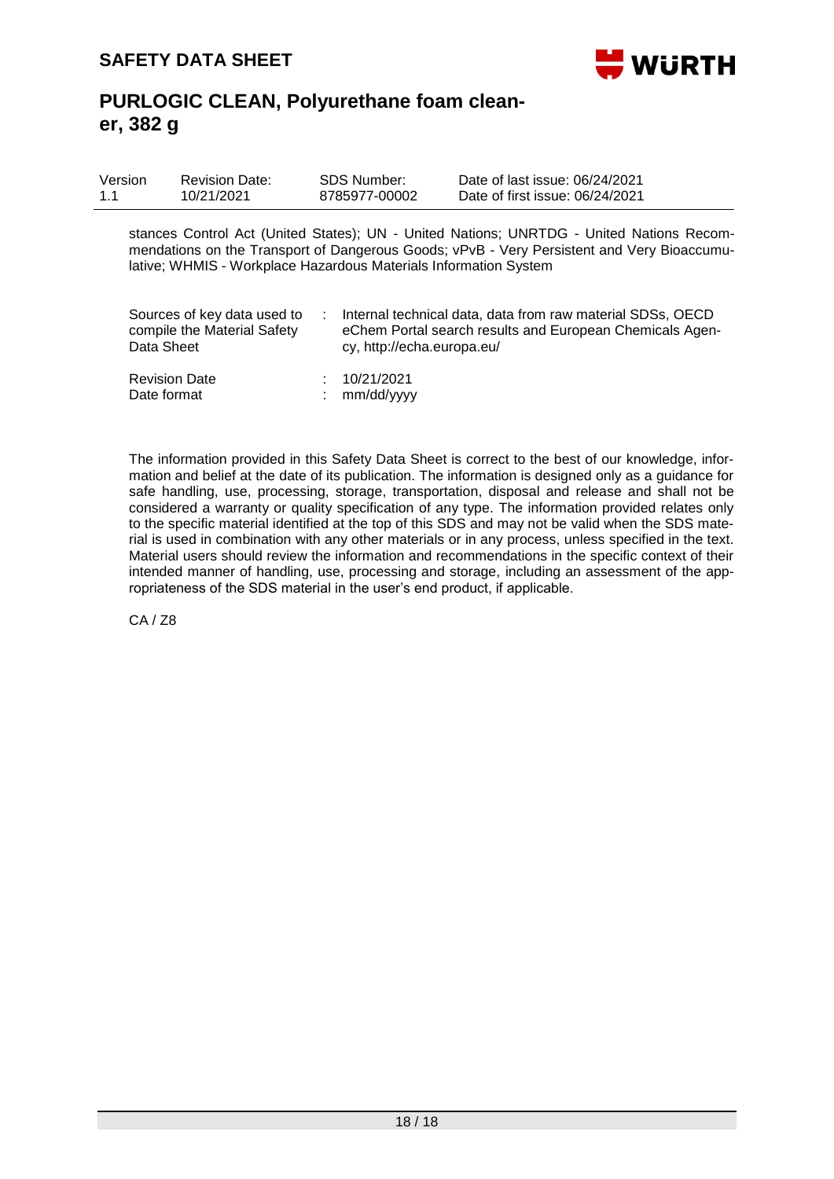stances Control Act (United States); UN - United Nations; UNRTDG - United Nations Recommendations on the Transport of Dangerous Goods; vPvB - Very Persistent and Very Bioaccumulative; WHMIS - Workplace Hazardous Materials Information System

| | | |
|---|---|---|
| Sources of key data used to compile the Material Safety Data Sheet | : | Internal technical data, data from raw material SDSs, OECD eChem Portal search results and European Chemicals Agency, http://echa.europa.eu/ |
| Revision Date | : | 10/21/2021 |
| Date format | : | mm/dd/yyyy |

The information provided in this Safety Data Sheet is correct to the best of our knowledge, information and belief at the date of its publication. The information is designed only as a guidance for safe handling, use, processing, storage, transportation, disposal and release and shall not be considered a warranty or quality specification of any type. The information provided relates only to the specific material identified at the top of this SDS and may not be valid when the SDS material is used in combination with any other materials or in any process, unless specified in the text. Material users should review the information and recommendations in the specific context of their intended manner of handling, use, processing and storage, including an assessment of the appropriateness of the SDS material in the user's end product, if applicable.

CA / Z8